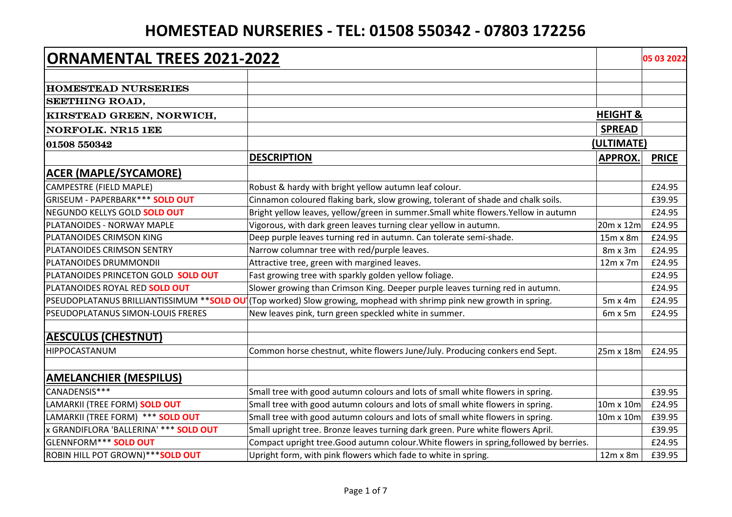# HOMESTEAD NURSERIES - TEL: 01508 550342 - 07803 172256

## ORNAMENTAL TREES 2021-2022

05 03 2022

**HOMESTEAD NURSERIES**
**SEETHING ROAD,**
**KIRSTEAD GREEN, NORWICH,**
**NORFOLK. NR15 1EE**
**01508 550342**

| | DESCRIPTION | HEIGHT & SPREAD (ULTIMATE) APPROX. | PRICE |
|---|---|---|---|
| **ACER (MAPLE/SYCAMORE)** | | | |
| CAMPESTRE (FIELD MAPLE) | Robust & hardy with bright yellow autumn leaf colour. | | £24.95 |
| GRISEUM - PAPERBARK*** **SOLD OUT** | Cinnamon coloured flaking bark, slow growing, tolerant of shade and chalk soils. | | £39.95 |
| NEGUNDO KELLYS GOLD **SOLD OUT** | Bright yellow leaves, yellow/green in summer.Small white flowers.Yellow in autumn | | £24.95 |
| PLATANOIDES - NORWAY MAPLE | Vigorous, with dark green leaves turning clear yellow in autumn. | 20m x 12m | £24.95 |
| PLATANOIDES CRIMSON KING | Deep purple leaves turning red in autumn. Can tolerate semi-shade. | 15m x 8m | £24.95 |
| PLATANOIDES CRIMSON SENTRY | Narrow columnar tree with red/purple leaves. | 8m x 3m | £24.95 |
| PLATANOIDES DRUMMONDII | Attractive tree, green with margined leaves. | 12m x 7m | £24.95 |
| PLATANOIDES PRINCETON GOLD **SOLD OUT** | Fast growing tree with sparkly golden yellow foliage. | | £24.95 |
| PLATANOIDES ROYAL RED **SOLD OUT** | Slower growing than Crimson King. Deeper purple leaves turning red in autumn. | | £24.95 |
| PSEUDOPLATANUS BRILLIANTISSIMUM ****SOLD OUT** | (Top worked) Slow growing, mophead with shrimp pink new growth in spring. | 5m x 4m | £24.95 |
| PSEUDOPLATANUS SIMON-LOUIS FRERES | New leaves pink, turn green speckled white in summer. | 6m x 5m | £24.95 |
| | | | |
| **AESCULUS (CHESTNUT)** | | | |
| HIPPOCASTANUM | Common horse chestnut, white flowers June/July. Producing conkers end Sept. | 25m x 18m | £24.95 |
| | | | |
| **AMELANCHIER (MESPILUS)** | | | |
| CANADENSIS*** | Small tree with good autumn colours and lots of small white flowers in spring. | | £39.95 |
| LAMARKII (TREE FORM) **SOLD OUT** | Small tree with good autumn colours and lots of small white flowers in spring. | 10m x 10m | £24.95 |
| LAMARKII (TREE FORM) *** **SOLD OUT** | Small tree with good autumn colours and lots of small white flowers in spring. | 10m x 10m | £39.95 |
| x GRANDIFLORA 'BALLERINA' *** **SOLD OUT** | Small upright tree. Bronze leaves turning dark green. Pure white flowers April. | | £39.95 |
| GLENNFORM*** **SOLD OUT** | Compact upright tree.Good autumn colour.White flowers in spring,followed by berries. | | £24.95 |
| ROBIN HILL POT GROWN)*****SOLD OUT** | Upright form, with pink flowers which fade to white in spring. | 12m x 8m | £39.95 |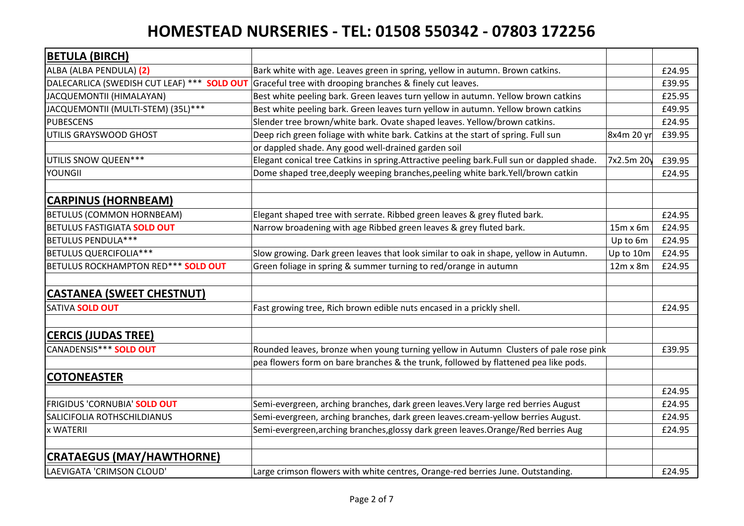# HOMESTEAD NURSERIES - TEL: 01508 550342 - 07803 172256

| **BETULA (BIRCH)** | | | |
|---|---|---|---|
| ALBA (ALBA PENDULA) **(2)** | Bark white with age. Leaves green in spring, yellow in autumn. Brown catkins. | | £24.95 |
| DALECARLICA (SWEDISH CUT LEAF) *** **SOLD OUT** | Graceful tree with drooping branches & finely cut leaves. | | £39.95 |
| JACQUEMONTII (HIMALAYAN) | Best white peeling bark. Green leaves turn yellow in autumn. Yellow brown catkins | | £25.95 |
| JACQUEMONTII (MULTI-STEM) (35L)*** | Best white peeling bark. Green leaves turn yellow in autumn. Yellow brown catkins | | £49.95 |
| PUBESCENS | Slender tree brown/white bark. Ovate shaped leaves. Yellow/brown catkins. | | £24.95 |
| UTILIS GRAYSWOOD GHOST | Deep rich green foliage with white bark. Catkins at the start of spring. Full sun | 8x4m 20 yr | £39.95 |
| | or dappled shade. Any good well-drained garden soil | | |
| UTILIS SNOW QUEEN*** | Elegant conical tree Catkins in spring.Attractive peeling bark.Full sun or dappled shade. | 7x2.5m 20y | £39.95 |
| YOUNGII | Dome shaped tree,deeply weeping branches,peeling white bark.Yell/brown catkin | | £24.95 |
| | | | |
| **CARPINUS (HORNBEAM)** | | | |
| BETULUS (COMMON HORNBEAM) | Elegant shaped tree with serrate. Ribbed green leaves & grey fluted bark. | | £24.95 |
| BETULUS FASTIGIATA **SOLD OUT** | Narrow broadening with age Ribbed green leaves & grey fluted bark. | 15m x 6m | £24.95 |
| BETULUS PENDULA*** | | Up to 6m | £24.95 |
| BETULUS QUERCIFOLIA*** | Slow growing. Dark green leaves that look similar to oak in shape, yellow in Autumn. | Up to 10m | £24.95 |
| BETULUS ROCKHAMPTON RED*** **SOLD OUT** | Green foliage in spring & summer turning to red/orange in autumn | 12m x 8m | £24.95 |
| | | | |
| **CASTANEA (SWEET CHESTNUT)** | | | |
| SATIVA **SOLD OUT** | Fast growing tree, Rich brown edible nuts encased in a prickly shell. | | £24.95 |
| | | | |
| **CERCIS (JUDAS TREE)** | | | |
| CANADENSIS*** **SOLD OUT** | Rounded leaves, bronze when young turning yellow in Autumn Clusters of pale rose pink | | £39.95 |
| | pea flowers form on bare branches & the trunk, followed by flattened pea like pods. | | |
| **COTONEASTER** | | | |
| | | | £24.95 |
| FRIGIDUS 'CORNUBIA' **SOLD OUT** | Semi-evergreen, arching branches, dark green leaves.Very large red berries August | | £24.95 |
| SALICIFOLIA ROTHSCHILDIANUS | Semi-evergreen, arching branches, dark green leaves.cream-yellow berries August. | | £24.95 |
| x WATERII | Semi-evergreen,arching branches,glossy dark green leaves.Orange/Red berries Aug | | £24.95 |
| | | | |
| **CRATAEGUS (MAY/HAWTHORNE)** | | | |
| LAEVIGATA 'CRIMSON CLOUD' | Large crimson flowers with white centres, Orange-red berries June. Outstanding. | | £24.95 |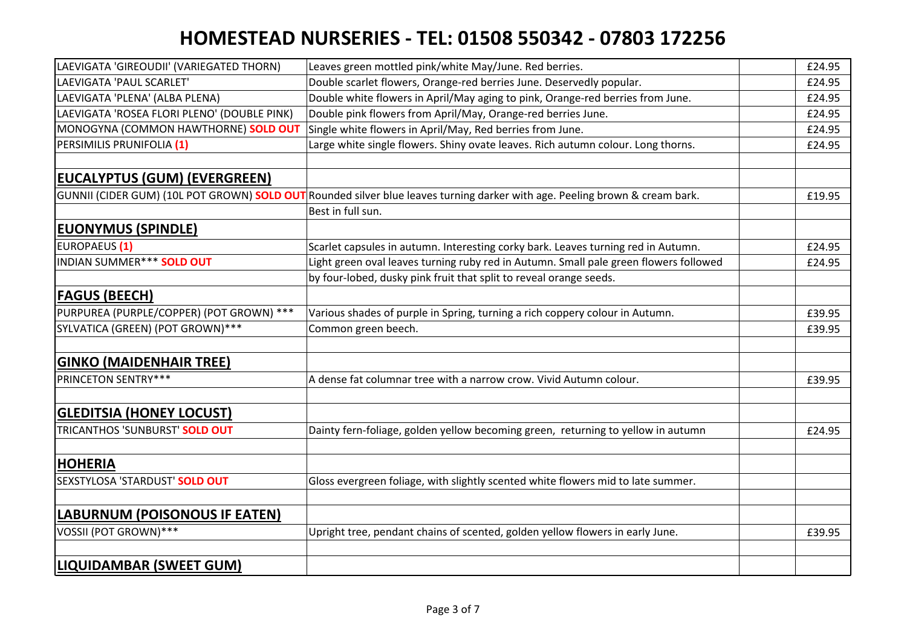# HOMESTEAD NURSERIES - TEL: 01508 550342 - 07803 172256

| | | | |
|---|---|---|---|
| LAEVIGATA 'GIREOUDII' (VARIEGATED THORN) | Leaves green mottled pink/white May/June. Red berries. | | £24.95 |
| LAEVIGATA 'PAUL SCARLET' | Double scarlet flowers, Orange-red berries June. Deservedly popular. | | £24.95 |
| LAEVIGATA 'PLENA' (ALBA PLENA) | Double white flowers in April/May aging to pink, Orange-red berries from June. | | £24.95 |
| LAEVIGATA 'ROSEA FLORI PLENO' (DOUBLE PINK) | Double pink flowers from April/May, Orange-red berries June. | | £24.95 |
| MONOGYNA (COMMON HAWTHORNE) **SOLD OUT** | Single white flowers in April/May, Red berries from June. | | £24.95 |
| PERSIMILIS PRUNIFOLIA **(1)** | Large white single flowers. Shiny ovate leaves. Rich autumn colour. Long thorns. | | £24.95 |
| | | | |
| **EUCALYPTUS (GUM) (EVERGREEN)** | | | |
| GUNNII (CIDER GUM) (10L POT GROWN) **SOLD OUT** | Rounded silver blue leaves turning darker with age. Peeling brown & cream bark. | | £19.95 |
| | Best in full sun. | | |
| **EUONYMUS (SPINDLE)** | | | |
| EUROPAEUS **(1)** | Scarlet capsules in autumn. Interesting corky bark. Leaves turning red in Autumn. | | £24.95 |
| INDIAN SUMMER*** **SOLD OUT** | Light green oval leaves turning ruby red in Autumn. Small pale green flowers followed | | £24.95 |
| | by four-lobed, dusky pink fruit that split to reveal orange seeds. | | |
| **FAGUS (BEECH)** | | | |
| PURPUREA (PURPLE/COPPER) (POT GROWN) *** | Various shades of purple in Spring, turning a rich coppery colour in Autumn. | | £39.95 |
| SYLVATICA (GREEN) (POT GROWN)*** | Common green beech. | | £39.95 |
| | | | |
| **GINKO (MAIDENHAIR TREE)** | | | |
| PRINCETON SENTRY*** | A dense fat columnar tree with a narrow crow. Vivid Autumn colour. | | £39.95 |
| | | | |
| **GLEDITSIA (HONEY LOCUST)** | | | |
| TRICANTHOS 'SUNBURST' **SOLD OUT** | Dainty fern-foliage, golden yellow becoming green, returning to yellow in autumn | | £24.95 |
| | | | |
| **HOHERIA** | | | |
| SEXSTYLOSA 'STARDUST' **SOLD OUT** | Gloss evergreen foliage, with slightly scented white flowers mid to late summer. | | |
| | | | |
| **LABURNUM (POISONOUS IF EATEN)** | | | |
| VOSSII (POT GROWN)*** | Upright tree, pendant chains of scented, golden yellow flowers in early June. | | £39.95 |
| | | | |
| **LIQUIDAMBAR (SWEET GUM)** | | | |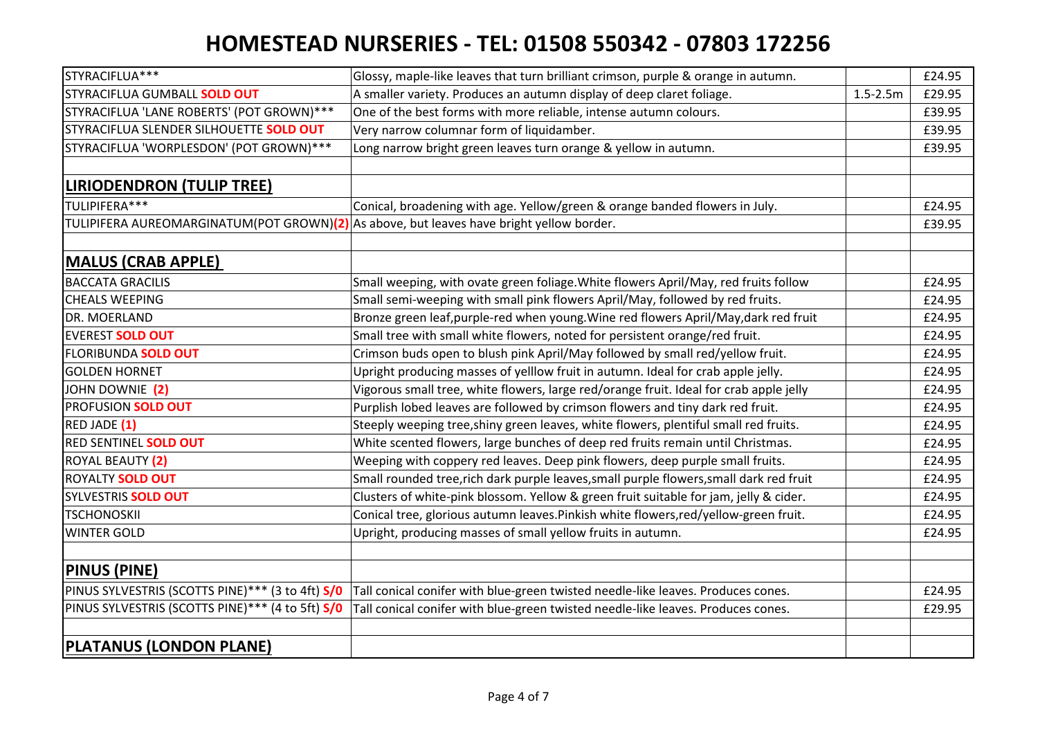# HOMESTEAD NURSERIES - TEL: 01508 550342 - 07803 172256

| | | | |
|---|---|---|---|
| STYRACIFLUA*** | Glossy, maple-like leaves that turn brilliant crimson, purple & orange in autumn. | | £24.95 |
| STYRACIFLUA GUMBALL **SOLD OUT** | A smaller variety. Produces an autumn display of deep claret foliage. | 1.5-2.5m | £29.95 |
| STYRACIFLUA 'LANE ROBERTS' (POT GROWN)*** | One of the best forms with more reliable, intense autumn colours. | | £39.95 |
| STYRACIFLUA SLENDER SILHOUETTE **SOLD OUT** | Very narrow columnar form of liquidamber. | | £39.95 |
| STYRACIFLUA 'WORPLESDON' (POT GROWN)*** | Long narrow bright green leaves turn orange & yellow in autumn. | | £39.95 |
| | | | |
| **LIRIODENDRON (TULIP TREE)** | | | |
| TULIPIFERA*** | Conical, broadening with age. Yellow/green & orange banded flowers in July. | | £24.95 |
| TULIPIFERA AUREOMARGINATUM(POT GROWN)**(2)** | As above, but leaves have bright yellow border. | | £39.95 |
| | | | |
| **MALUS (CRAB APPLE)** | | | |
| BACCATA GRACILIS | Small weeping, with ovate green foliage.White flowers April/May, red fruits follow | | £24.95 |
| CHEALS WEEPING | Small semi-weeping with small pink flowers April/May, followed by red fruits. | | £24.95 |
| DR. MOERLAND | Bronze green leaf,purple-red when young.Wine red flowers April/May,dark red fruit | | £24.95 |
| EVEREST **SOLD OUT** | Small tree with small white flowers, noted for persistent orange/red fruit. | | £24.95 |
| FLORIBUNDA **SOLD OUT** | Crimson buds open to blush pink April/May followed by small red/yellow fruit. | | £24.95 |
| GOLDEN HORNET | Upright producing masses of yelllow fruit in autumn. Ideal for crab apple jelly. | | £24.95 |
| JOHN DOWNIE **(2)** | Vigorous small tree, white flowers, large red/orange fruit. Ideal for crab apple jelly | | £24.95 |
| PROFUSION **SOLD OUT** | Purplish lobed leaves are followed by crimson flowers and tiny dark red fruit. | | £24.95 |
| RED JADE **(1)** | Steeply weeping tree,shiny green leaves, white flowers, plentiful small red fruits. | | £24.95 |
| RED SENTINEL **SOLD OUT** | White scented flowers, large bunches of deep red fruits remain until Christmas. | | £24.95 |
| ROYAL BEAUTY **(2)** | Weeping with coppery red leaves. Deep pink flowers, deep purple small fruits. | | £24.95 |
| ROYALTY **SOLD OUT** | Small rounded tree,rich dark purple leaves,small purple flowers,small dark red fruit | | £24.95 |
| SYLVESTRIS **SOLD OUT** | Clusters of white-pink blossom. Yellow & green fruit suitable for jam, jelly & cider. | | £24.95 |
| TSCHONOSKII | Conical tree, glorious autumn leaves.Pinkish white flowers,red/yellow-green fruit. | | £24.95 |
| WINTER GOLD | Upright, producing masses of small yellow fruits in autumn. | | £24.95 |
| | | | |
| **PINUS (PINE)** | | | |
| PINUS SYLVESTRIS (SCOTTS PINE)*** (3 to 4ft) **S/0** | Tall conical conifer with blue-green twisted needle-like leaves. Produces cones. | | £24.95 |
| PINUS SYLVESTRIS (SCOTTS PINE)*** (4 to 5ft) **S/0** | Tall conical conifer with blue-green twisted needle-like leaves. Produces cones. | | £29.95 |
| | | | |
| **PLATANUS (LONDON PLANE)** | | | |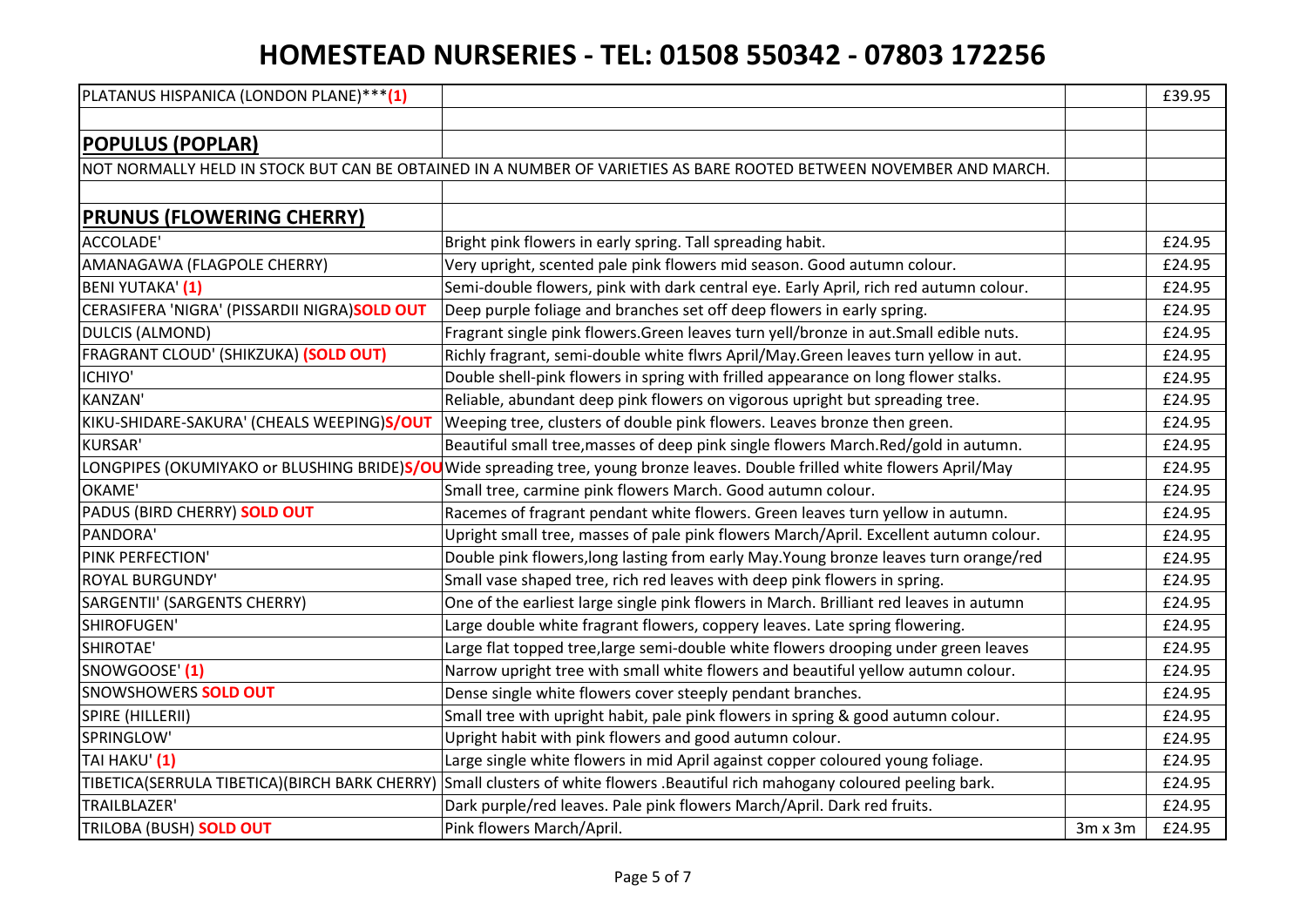# HOMESTEAD NURSERIES - TEL: 01508 550342 - 07803 172256

| | | | |
|---|---|---|---|
| PLATANUS HISPANICA (LONDON PLANE)***(1) | | | £39.95 |
| | | | |
| **POPULUS (POPLAR)** | | | |
| NOT NORMALLY HELD IN STOCK BUT CAN BE OBTAINED IN A NUMBER OF VARIETIES AS BARE ROOTED BETWEEN NOVEMBER AND MARCH. | | | |
| | | | |
| **PRUNUS (FLOWERING CHERRY)** | | | |
| ACCOLADE' | Bright pink flowers in early spring. Tall spreading habit. | | £24.95 |
| AMANAGAWA (FLAGPOLE CHERRY) | Very upright, scented pale pink flowers mid season. Good autumn colour. | | £24.95 |
| BENI YUTAKA' (1) | Semi-double flowers, pink with dark central eye. Early April, rich red autumn colour. | | £24.95 |
| CERASIFERA 'NIGRA' (PISSARDII NIGRA)SOLD OUT | Deep purple foliage and branches set off deep flowers in early spring. | | £24.95 |
| DULCIS (ALMOND) | Fragrant single pink flowers.Green leaves turn yell/bronze in aut.Small edible nuts. | | £24.95 |
| FRAGRANT CLOUD' (SHIKZUKA) (SOLD OUT) | Richly fragrant, semi-double white flwrs April/May.Green leaves turn yellow in aut. | | £24.95 |
| ICHIYO' | Double shell-pink flowers in spring with frilled appearance on long flower stalks. | | £24.95 |
| KANZAN' | Reliable, abundant deep pink flowers on vigorous upright but spreading tree. | | £24.95 |
| KIKU-SHIDARE-SAKURA' (CHEALS WEEPING)S/OUT | Weeping tree, clusters of double pink flowers. Leaves bronze then green. | | £24.95 |
| KURSAR' | Beautiful small tree,masses of deep pink single flowers March.Red/gold in autumn. | | £24.95 |
| LONGPIPES (OKUMIYAKO or BLUSHING BRIDE)S/OU | Wide spreading tree, young bronze leaves. Double frilled white flowers April/May | | £24.95 |
| OKAME' | Small tree, carmine pink flowers March. Good autumn colour. | | £24.95 |
| PADUS (BIRD CHERRY) SOLD OUT | Racemes of fragrant pendant white flowers. Green leaves turn yellow in autumn. | | £24.95 |
| PANDORA' | Upright small tree, masses of pale pink flowers March/April. Excellent autumn colour. | | £24.95 |
| PINK PERFECTION' | Double pink flowers,long lasting from early May.Young bronze leaves turn orange/red | | £24.95 |
| ROYAL BURGUNDY' | Small vase shaped tree, rich red leaves with deep pink flowers in spring. | | £24.95 |
| SARGENTII' (SARGENTS CHERRY) | One of the earliest large single pink flowers in March. Brilliant red leaves in autumn | | £24.95 |
| SHIROFUGEN' | Large double white fragrant flowers, coppery leaves. Late spring flowering. | | £24.95 |
| SHIROTAE' | Large flat topped tree,large semi-double white flowers drooping under green leaves | | £24.95 |
| SNOWGOOSE' (1) | Narrow upright tree with small white flowers and beautiful yellow autumn colour. | | £24.95 |
| SNOWSHOWERS SOLD OUT | Dense single white flowers cover steeply pendant branches. | | £24.95 |
| SPIRE (HILLERII) | Small tree with upright habit, pale pink flowers in spring & good autumn colour. | | £24.95 |
| SPRINGLOW' | Upright habit with pink flowers and good autumn colour. | | £24.95 |
| TAI HAKU' (1) | Large single white flowers in mid April against copper coloured young foliage. | | £24.95 |
| TIBETICA(SERRULA TIBETICA)(BIRCH BARK CHERRY) | Small clusters of white flowers .Beautiful rich mahogany coloured peeling bark. | | £24.95 |
| TRAILBLAZER' | Dark purple/red leaves. Pale pink flowers March/April. Dark red fruits. | | £24.95 |
| TRILOBA (BUSH) SOLD OUT | Pink flowers March/April. | 3m x 3m | £24.95 |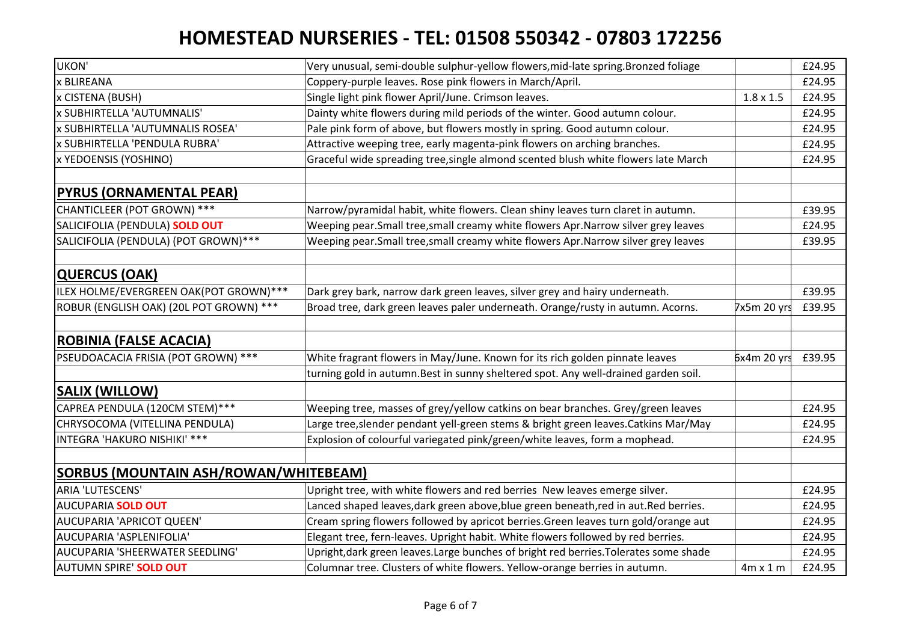# HOMESTEAD NURSERIES - TEL: 01508 550342 - 07803 172256

| | | | |
|---|---|---|---|
| UKON' | Very unusual, semi-double sulphur-yellow flowers,mid-late spring.Bronzed foliage | | £24.95 |
| x BLIREANA | Coppery-purple leaves. Rose pink flowers in March/April. | | £24.95 |
| x CISTENA (BUSH) | Single light pink flower April/June. Crimson leaves. | 1.8 x 1.5 | £24.95 |
| x SUBHIRTELLA 'AUTUMNALIS' | Dainty white flowers during mild periods of the winter. Good autumn colour. | | £24.95 |
| x SUBHIRTELLA 'AUTUMNALIS ROSEA' | Pale pink form of above, but flowers mostly in spring. Good autumn colour. | | £24.95 |
| x SUBHIRTELLA 'PENDULA RUBRA' | Attractive weeping tree, early magenta-pink flowers on arching branches. | | £24.95 |
| x YEDOENSIS (YOSHINO) | Graceful wide spreading tree,single almond scented blush white flowers late March | | £24.95 |
| | | | |
| **PYRUS (ORNAMENTAL PEAR)** | | | |
| CHANTICLEER (POT GROWN) *** | Narrow/pyramidal habit, white flowers. Clean shiny leaves turn claret in autumn. | | £39.95 |
| SALICIFOLIA (PENDULA) **SOLD OUT** | Weeping pear.Small tree,small creamy white flowers Apr.Narrow silver grey leaves | | £24.95 |
| SALICIFOLIA (PENDULA) (POT GROWN)*** | Weeping pear.Small tree,small creamy white flowers Apr.Narrow silver grey leaves | | £39.95 |
| | | | |
| **QUERCUS (OAK)** | | | |
| ILEX HOLME/EVERGREEN OAK(POT GROWN)*** | Dark grey bark, narrow dark green leaves, silver grey and hairy underneath. | | £39.95 |
| ROBUR (ENGLISH OAK) (20L POT GROWN) *** | Broad tree, dark green leaves paler underneath. Orange/rusty in autumn. Acorns. | 7x5m 20 yrs | £39.95 |
| | | | |
| **ROBINIA (FALSE ACACIA)** | | | |
| PSEUDOACACIA FRISIA (POT GROWN) *** | White fragrant flowers in May/June. Known for its rich golden pinnate leaves | 6x4m 20 yrs | £39.95 |
| | turning gold in autumn.Best in sunny sheltered spot. Any well-drained garden soil. | | |
| **SALIX (WILLOW)** | | | |
| CAPREA PENDULA (120CM STEM)*** | Weeping tree, masses of grey/yellow catkins on bear branches. Grey/green leaves | | £24.95 |
| CHRYSOCOMA (VITELLINA PENDULA) | Large tree,slender pendant yell-green stems & bright green leaves.Catkins Mar/May | | £24.95 |
| INTEGRA 'HAKURO NISHIKI' *** | Explosion of colourful variegated pink/green/white leaves, form a mophead. | | £24.95 |
| | | | |
| **SORBUS (MOUNTAIN ASH/ROWAN/WHITEBEAM)** | | | |
| ARIA 'LUTESCENS' | Upright tree, with white flowers and red berries New leaves emerge silver. | | £24.95 |
| AUCUPARIA **SOLD OUT** | Lanced shaped leaves,dark green above,blue green beneath,red in aut.Red berries. | | £24.95 |
| AUCUPARIA 'APRICOT QUEEN' | Cream spring flowers followed by apricot berries.Green leaves turn gold/orange aut | | £24.95 |
| AUCUPARIA 'ASPLENIFOLIA' | Elegant tree, fern-leaves. Upright habit. White flowers followed by red berries. | | £24.95 |
| AUCUPARIA 'SHEERWATER SEEDLING' | Upright,dark green leaves.Large bunches of bright red berries.Tolerates some shade | | £24.95 |
| AUTUMN SPIRE' **SOLD OUT** | Columnar tree. Clusters of white flowers. Yellow-orange berries in autumn. | 4m x 1 m | £24.95 |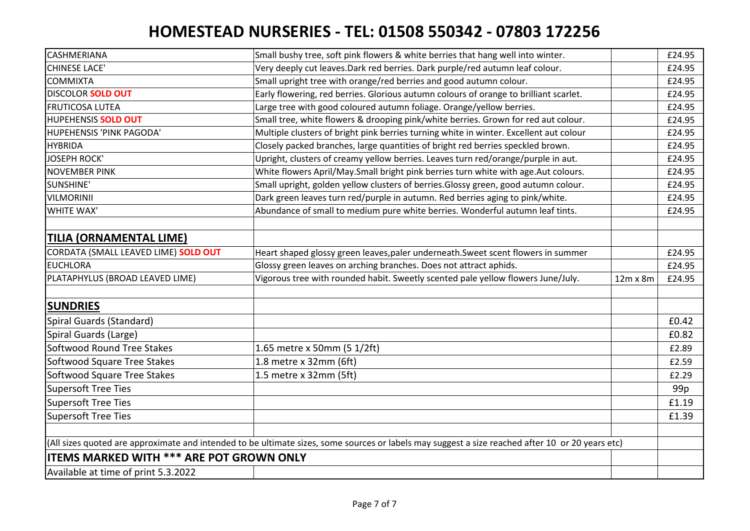# HOMESTEAD NURSERIES - TEL: 01508 550342 - 07803 172256

| | | | |
|---|---|---|---|
| CASHMERIANA | Small bushy tree, soft pink flowers & white berries that hang well into winter. | | £24.95 |
| CHINESE LACE' | Very deeply cut leaves.Dark red berries. Dark purple/red autumn leaf colour. | | £24.95 |
| COMMIXTA | Small upright tree with orange/red berries and good autumn colour. | | £24.95 |
| DISCOLOR **SOLD OUT** | Early flowering, red berries. Glorious autumn colours of orange to brilliant scarlet. | | £24.95 |
| FRUTICOSA LUTEA | Large tree with good coloured autumn foliage. Orange/yellow berries. | | £24.95 |
| HUPEHENSIS **SOLD OUT** | Small tree, white flowers & drooping pink/white berries. Grown for red aut colour. | | £24.95 |
| HUPEHENSIS 'PINK PAGODA' | Multiple clusters of bright pink berries turning white in winter. Excellent aut colour | | £24.95 |
| HYBRIDA | Closely packed branches, large quantities of bright red berries speckled brown. | | £24.95 |
| JOSEPH ROCK' | Upright, clusters of creamy yellow berries. Leaves turn red/orange/purple in aut. | | £24.95 |
| NOVEMBER PINK | White flowers April/May.Small bright pink berries turn white with age.Aut colours. | | £24.95 |
| SUNSHINE' | Small upright, golden yellow clusters of berries.Glossy green, good autumn colour. | | £24.95 |
| VILMORINII | Dark green leaves turn red/purple in autumn. Red berries aging to pink/white. | | £24.95 |
| WHITE WAX' | Abundance of small to medium pure white berries. Wonderful autumn leaf tints. | | £24.95 |
| | | | |
| **TILIA (ORNAMENTAL LIME)** | | | |
| CORDATA (SMALL LEAVED LIME) **SOLD OUT** | Heart shaped glossy green leaves,paler underneath.Sweet scent flowers in summer | | £24.95 |
| EUCHLORA | Glossy green leaves on arching branches. Does not attract aphids. | | £24.95 |
| PLATAPHYLUS (BROAD LEAVED LIME) | Vigorous tree with rounded habit. Sweetly scented pale yellow flowers June/July. | 12m x 8m | £24.95 |
| | | | |
| **SUNDRIES** | | | |
| Spiral Guards (Standard) | | | £0.42 |
| Spiral Guards (Large) | | | £0.82 |
| Softwood Round Tree Stakes | 1.65 metre x 50mm (5 1/2ft) | | £2.89 |
| Softwood Square Tree Stakes | 1.8 metre x 32mm (6ft) | | £2.59 |
| Softwood Square Tree Stakes | 1.5 metre x 32mm (5ft) | | £2.29 |
| Supersoft Tree Ties | | | 99p |
| Supersoft Tree Ties | | | £1.19 |
| Supersoft Tree Ties | | | £1.39 |
| | | | |
| (All sizes quoted are approximate and intended to be ultimate sizes, some sources or labels may suggest a size reached after 10 or 20 years etc) | | | |
| **ITEMS MARKED WITH *** ARE POT GROWN ONLY** | | | |
| Available at time of print 5.3.2022 | | | |